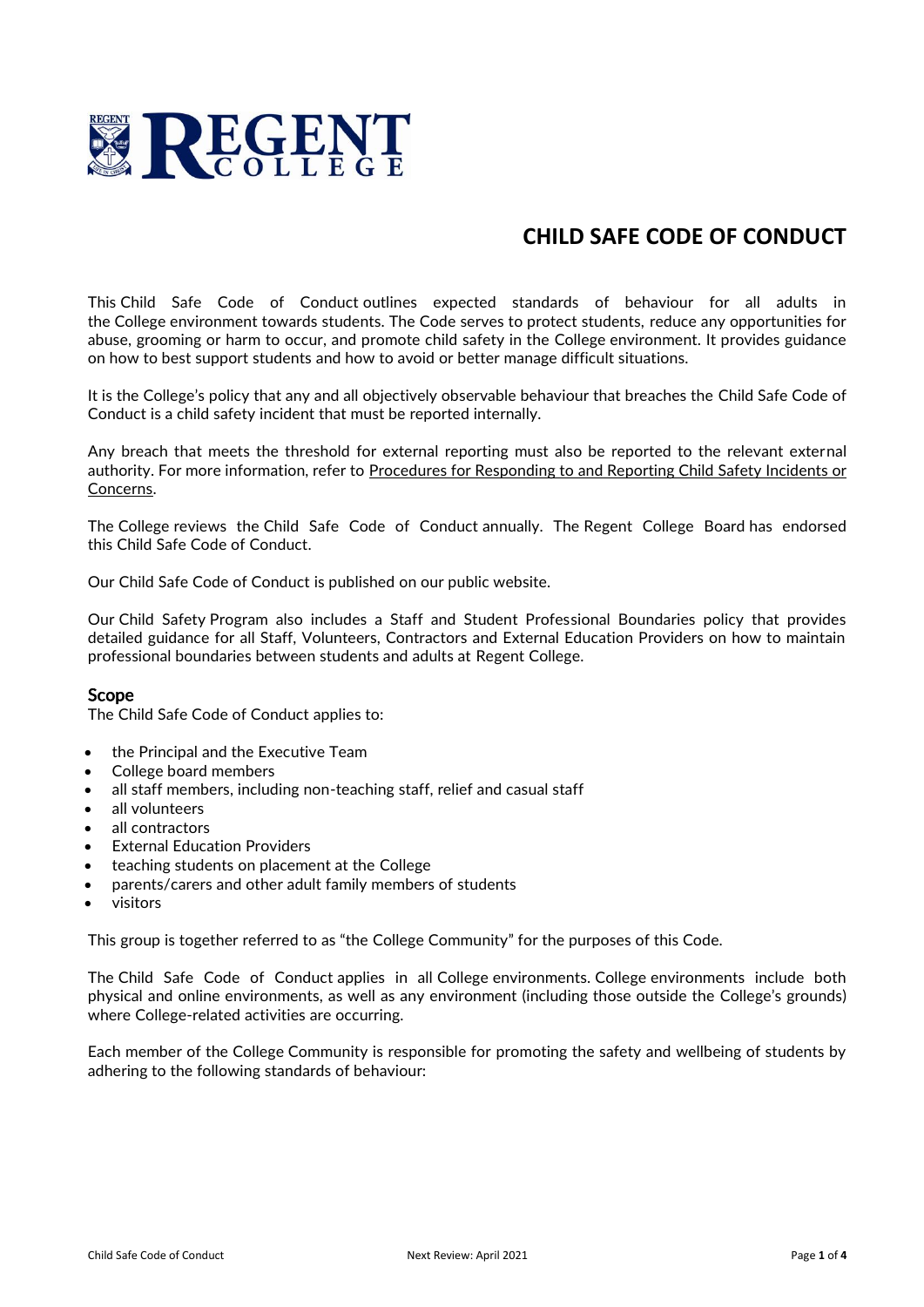# CHILD SAFE CODE OF CONDUCT

This Child Safe Code of Conduct outlines expected standards of behaviour for all adults in the College environment towards students. The Code serves to protect students, reduce any opportunities for abuse, grooming or harm to occur, and promote child safety in the College environment. It provides guidance on how to best support students and how to avoid or better manage difficult situations.

It is the College's policy that any and all objectively observable behaviour that breaches the Child Safe Code of Conduct is a child safety incident that must be reported internally.

Any breach that meets the threshold for external reporting must also be reported to the relevant external authority. For more information, refer to Procedures for Responding to and Reporting Child Safety Incidents or Concerns.

The College reviews the Child Safe Code of Conduct annually. The Regent College Board has endorsed this Child Safe Code of Conduct.

Our Child Safe Code of Conduct is published on our public website.

Our Child Safety Program also includes a Staff and Student Professional Boundaries policy that provides detailed guidance for all Staff, Volunteers, Contractors and External Education Providers on how to maintain professional boundaries between students and adults at Regent College.

## Scope

The Child Safe Code of Conduct applies to:

- the Principal and the Executive Team
- College board members
- all staff members, including non-teaching staff, relief and casual staff
- all volunteers
- all contractors
- External Education Providers
- teaching students on placement at the College
- parents/carers and other adult family members of students
- visitors

This group is together referred to as "the College Community" for the purposes of this Code.

The Child Safe Code of Conduct applies in all College environments. College environments include both physical and online environments, as well as any environment (including those outside the College's grounds) where College-related activities are occurring.

Each member of the College Community is responsible for promoting the safety and wellbeing of students by adhering to the following standards of behaviour: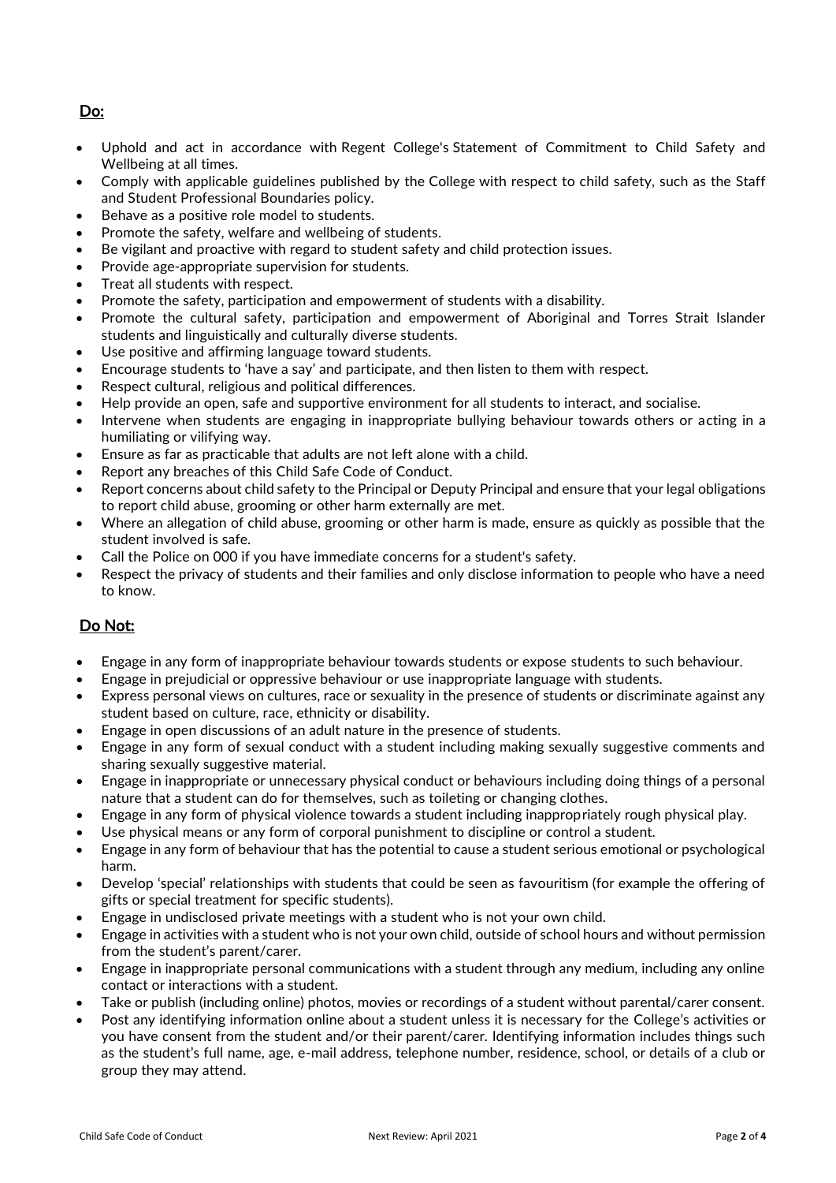## Do:

- Uphold and act in accordance with Regent College's Statement of Commitment to Child Safety and Wellbeing at all times.
- Comply with applicable guidelines published by the College with respect to child safety, such as the Staff and Student Professional Boundaries policy.
- Behave as a positive role model to students.
- Promote the safety, welfare and wellbeing of students.
- Be vigilant and proactive with regard to student safety and child protection issues.
- Provide age-appropriate supervision for students.
- Treat all students with respect.
- Promote the safety, participation and empowerment of students with a disability.
- Promote the cultural safety, participation and empowerment of Aboriginal and Torres Strait Islander students and linguistically and culturally diverse students.
- Use positive and affirming language toward students.
- Encourage students to 'have a say' and participate, and then listen to them with respect.
- Respect cultural, religious and political differences.
- Help provide an open, safe and supportive environment for all students to interact, and socialise.
- Intervene when students are engaging in inappropriate bullying behaviour towards others or acting in a humiliating or vilifying way.
- Ensure as far as practicable that adults are not left alone with a child.
- Report any breaches of this Child Safe Code of Conduct.
- Report concerns about child safety to the Principal or Deputy Principal and ensure that your legal obligations to report child abuse, grooming or other harm externally are met.
- Where an allegation of child abuse, grooming or other harm is made, ensure as quickly as possible that the student involved is safe.
- Call the Police on 000 if you have immediate concerns for a student's safety.
- Respect the privacy of students and their families and only disclose information to people who have a need to know.

## Do Not:

- Engage in any form of inappropriate behaviour towards students or expose students to such behaviour.
- Engage in prejudicial or oppressive behaviour or use inappropriate language with students.
- Express personal views on cultures, race or sexuality in the presence of students or discriminate against any student based on culture, race, ethnicity or disability.
- Engage in open discussions of an adult nature in the presence of students.
- Engage in any form of sexual conduct with a student including making sexually suggestive comments and sharing sexually suggestive material.
- Engage in inappropriate or unnecessary physical conduct or behaviours including doing things of a personal nature that a student can do for themselves, such as toileting or changing clothes.
- Engage in any form of physical violence towards a student including inappropriately rough physical play.
- Use physical means or any form of corporal punishment to discipline or control a student.
- Engage in any form of behaviour that has the potential to cause a student serious emotional or psychological harm.
- Develop 'special' relationships with students that could be seen as favouritism (for example the offering of gifts or special treatment for specific students).
- Engage in undisclosed private meetings with a student who is not your own child.
- Engage in activities with a student who is not your own child, outside of school hours and without permission from the student's parent/carer.
- Engage in inappropriate personal communications with a student through any medium, including any online contact or interactions with a student.
- Take or publish (including online) photos, movies or recordings of a student without parental/carer consent.
- Post any identifying information online about a student unless it is necessary for the College's activities or you have consent from the student and/or their parent/carer. Identifying information includes things such as the student's full name, age, e-mail address, telephone number, residence, school, or details of a club or group they may attend.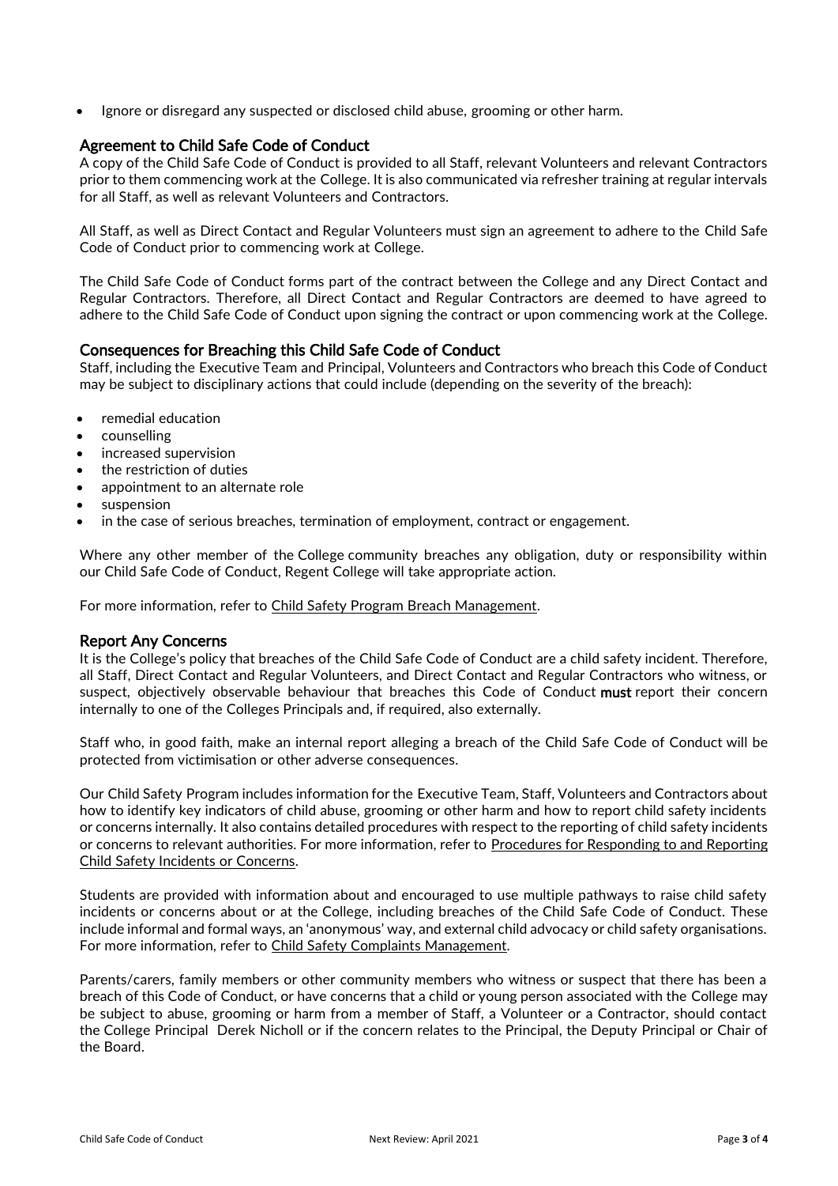- Ignore or disregard any suspected or disclosed child abuse, grooming or other harm.

## Agreement to Child Safe Code of Conduct

A copy of the Child Safe Code of Conduct is provided to all Staff, relevant Volunteers and relevant Contractors prior to them commencing work at the College. It is also communicated via refresher training at regular intervals for all Staff, as well as relevant Volunteers and Contractors.

All Staff, as well as Direct Contact and Regular Volunteers must sign an agreement to adhere to the Child Safe Code of Conduct prior to commencing work at College.

The Child Safe Code of Conduct forms part of the contract between the College and any Direct Contact and Regular Contractors. Therefore, all Direct Contact and Regular Contractors are deemed to have agreed to adhere to the Child Safe Code of Conduct upon signing the contract or upon commencing work at the College.

## Consequences for Breaching this Child Safe Code of Conduct

Staff, including the Executive Team and Principal, Volunteers and Contractors who breach this Code of Conduct may be subject to disciplinary actions that could include (depending on the severity of the breach):

- remedial education
- counselling
- increased supervision
- the restriction of duties
- appointment to an alternate role
- suspension
- in the case of serious breaches, termination of employment, contract or engagement.

Where any other member of the College community breaches any obligation, duty or responsibility within our Child Safe Code of Conduct, Regent College will take appropriate action.

For more information, refer to Child Safety Program Breach Management.

## Report Any Concerns

It is the College's policy that breaches of the Child Safe Code of Conduct are a child safety incident. Therefore, all Staff, Direct Contact and Regular Volunteers, and Direct Contact and Regular Contractors who witness, or suspect, objectively observable behaviour that breaches this Code of Conduct **must** report their concern internally to one of the Colleges Principals and, if required, also externally.

Staff who, in good faith, make an internal report alleging a breach of the Child Safe Code of Conduct will be protected from victimisation or other adverse consequences.

Our Child Safety Program includes information for the Executive Team, Staff, Volunteers and Contractors about how to identify key indicators of child abuse, grooming or other harm and how to report child safety incidents or concerns internally. It also contains detailed procedures with respect to the reporting of child safety incidents or concerns to relevant authorities. For more information, refer to Procedures for Responding to and Reporting Child Safety Incidents or Concerns.

Students are provided with information about and encouraged to use multiple pathways to raise child safety incidents or concerns about or at the College, including breaches of the Child Safe Code of Conduct. These include informal and formal ways, an 'anonymous' way, and external child advocacy or child safety organisations. For more information, refer to Child Safety Complaints Management.

Parents/carers, family members or other community members who witness or suspect that there has been a breach of this Code of Conduct, or have concerns that a child or young person associated with the College may be subject to abuse, grooming or harm from a member of Staff, a Volunteer or a Contractor, should contact the College Principal Derek Nicholl or if the concern relates to the Principal, the Deputy Principal or Chair of the Board.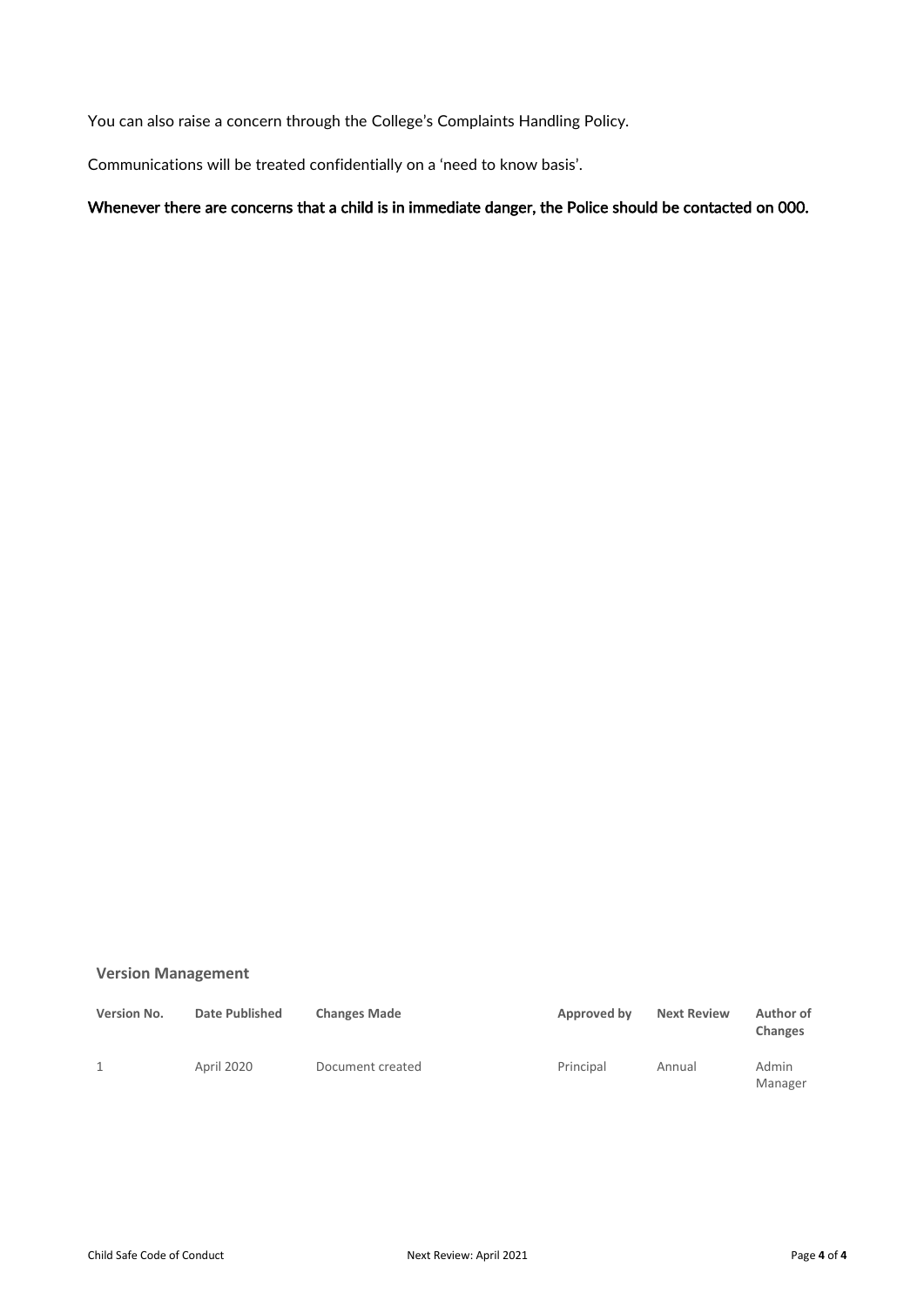You can also raise a concern through the College's Complaints Handling Policy.

Communications will be treated confidentially on a 'need to know basis'.

**Whenever there are concerns that a child is in immediate danger, the Police should be contacted on 000.**

### Version Management

| Version No. | Date Published | Changes Made | Approved by | Next Review | Author of Changes |
|---|---|---|---|---|---|
| 1 | April 2020 | Document created | Principal | Annual | Admin Manager |